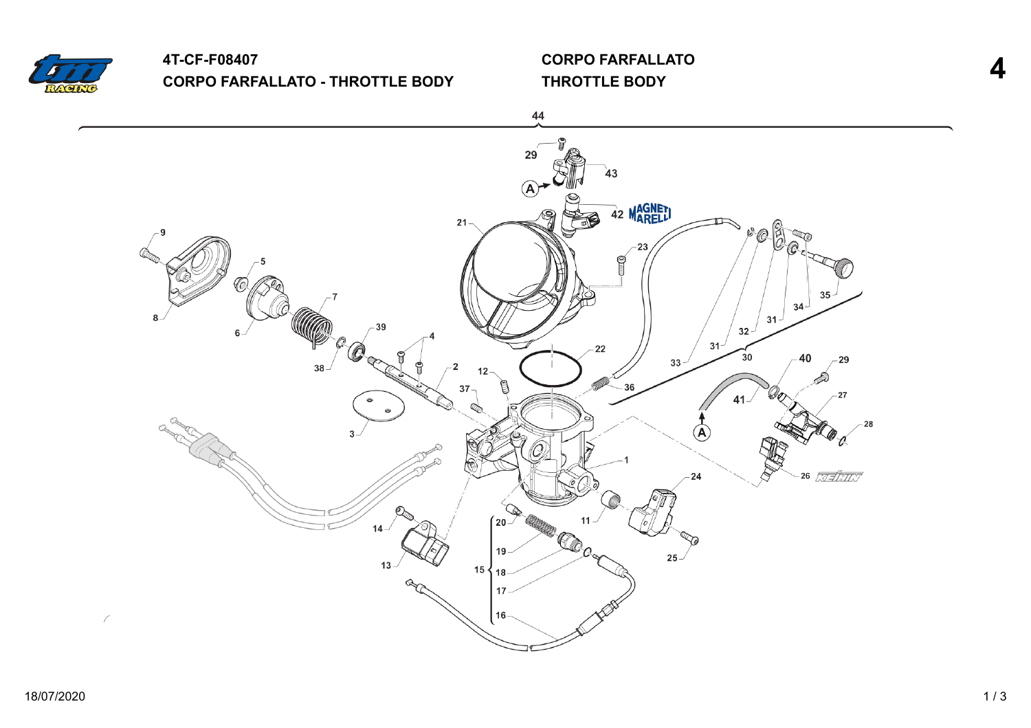# 4T-CF-F08407

## CORPO FARFALLATO - THROTTLE BODY

**CORPO FARFALLATO**
**THROTTLE BODY**

**4**

44

29, 43, A, 42 MAGNETI MARELLI, 21, 23, 9, 5, 7, 8, 6, 39, 4, 38, 2, 22, 12, 37, 36, 3, 1, 35, 34, 31, 32, 31, 30, 33, 40, 29, 27, 41, A, 28, 24, 26 KEIHIN, 14, 13, 20, 11, 19, 25, 15, 18, 17, 16

18/07/2020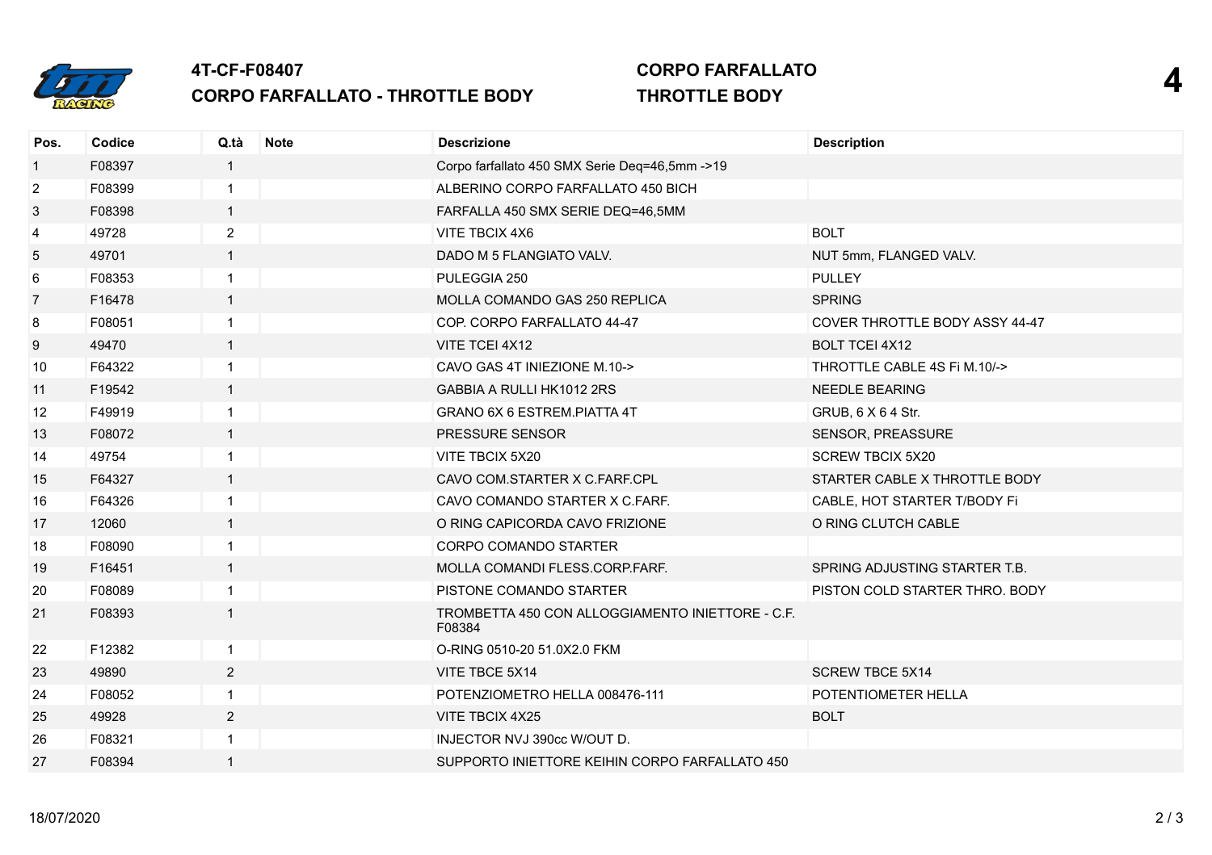## 4T-CF-F08407
## CORPO FARFALLATO - THROTTLE BODY

## CORPO FARFALLATO
## THROTTLE BODY

**4**

| Pos. | Codice | Q.tà | Note | Descrizione | Description |
|---|---|---|---|---|---|
| 1 | F08397 | 1 | | Corpo farfallato 450 SMX Serie Deq=46,5mm ->19 | |
| 2 | F08399 | 1 | | ALBERINO CORPO FARFALLATO 450 BICH | |
| 3 | F08398 | 1 | | FARFALLA 450 SMX SERIE DEQ=46,5MM | |
| 4 | 49728 | 2 | | VITE TBCIX 4X6 | BOLT |
| 5 | 49701 | 1 | | DADO M 5 FLANGIATO VALV. | NUT 5mm, FLANGED VALV. |
| 6 | F08353 | 1 | | PULEGGIA 250 | PULLEY |
| 7 | F16478 | 1 | | MOLLA COMANDO GAS 250 REPLICA | SPRING |
| 8 | F08051 | 1 | | COP. CORPO FARFALLATO 44-47 | COVER THROTTLE BODY ASSY 44-47 |
| 9 | 49470 | 1 | | VITE TCEI 4X12 | BOLT TCEI 4X12 |
| 10 | F64322 | 1 | | CAVO GAS 4T INIEZIONE M.10-> | THROTTLE CABLE 4S Fi M.10/-> |
| 11 | F19542 | 1 | | GABBIA A RULLI HK1012 2RS | NEEDLE BEARING |
| 12 | F49919 | 1 | | GRANO 6X 6 ESTREM.PIATTA 4T | GRUB, 6 X 6 4 Str. |
| 13 | F08072 | 1 | | PRESSURE SENSOR | SENSOR, PREASSURE |
| 14 | 49754 | 1 | | VITE TBCIX 5X20 | SCREW TBCIX 5X20 |
| 15 | F64327 | 1 | | CAVO COM.STARTER X C.FARF.CPL | STARTER CABLE X THROTTLE BODY |
| 16 | F64326 | 1 | | CAVO COMANDO STARTER X C.FARF. | CABLE, HOT STARTER T/BODY Fi |
| 17 | 12060 | 1 | | O RING CAPICORDA CAVO FRIZIONE | O RING CLUTCH CABLE |
| 18 | F08090 | 1 | | CORPO COMANDO STARTER | |
| 19 | F16451 | 1 | | MOLLA COMANDI FLESS.CORP.FARF. | SPRING ADJUSTING STARTER T.B. |
| 20 | F08089 | 1 | | PISTONE COMANDO STARTER | PISTON COLD STARTER THRO. BODY |
| 21 | F08393 | 1 | | TROMBETTA 450 CON ALLOGGIAMENTO INIETTORE - C.F. F08384 | |
| 22 | F12382 | 1 | | O-RING 0510-20 51.0X2.0 FKM | |
| 23 | 49890 | 2 | | VITE TBCE 5X14 | SCREW TBCE 5X14 |
| 24 | F08052 | 1 | | POTENZIOMETRO HELLA 008476-111 | POTENTIOMETER HELLA |
| 25 | 49928 | 2 | | VITE TBCIX 4X25 | BOLT |
| 26 | F08321 | 1 | | INJECTOR NVJ 390cc W/OUT D. | |
| 27 | F08394 | 1 | | SUPPORTO INIETTORE KEIHIN CORPO FARFALLATO 450 | |

18/07/2020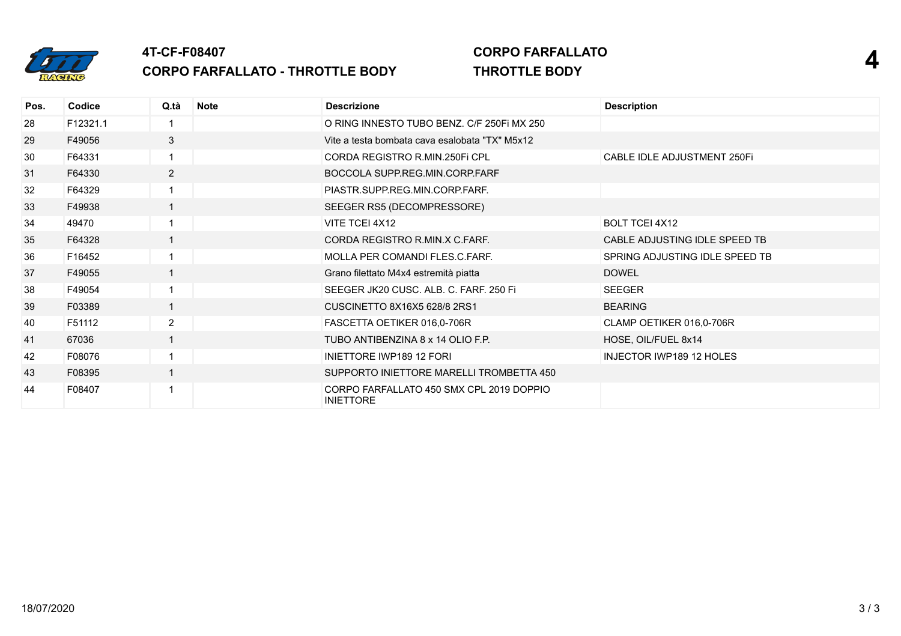## 4T-CF-F08407
## CORPO FARFALLATO - THROTTLE BODY

## CORPO FARFALLATO
## THROTTLE BODY

## 4

| Pos. | Codice | Q.tà | Note | Descrizione | Description |
|---|---|---|---|---|---|
| 28 | F12321.1 | 1 | | O RING INNESTO TUBO BENZ. C/F 250Fi MX 250 | |
| 29 | F49056 | 3 | | Vite a testa bombata cava esalobata "TX" M5x12 | |
| 30 | F64331 | 1 | | CORDA REGISTRO R.MIN.250Fi CPL | CABLE IDLE ADJUSTMENT 250Fi |
| 31 | F64330 | 2 | | BOCCOLA SUPP.REG.MIN.CORP.FARF | |
| 32 | F64329 | 1 | | PIASTR.SUPP.REG.MIN.CORP.FARF. | |
| 33 | F49938 | 1 | | SEEGER RS5 (DECOMPRESSORE) | |
| 34 | 49470 | 1 | | VITE TCEI 4X12 | BOLT TCEI 4X12 |
| 35 | F64328 | 1 | | CORDA REGISTRO R.MIN.X C.FARF. | CABLE ADJUSTING IDLE SPEED TB |
| 36 | F16452 | 1 | | MOLLA PER COMANDI FLES.C.FARF. | SPRING ADJUSTING IDLE SPEED TB |
| 37 | F49055 | 1 | | Grano filettato M4x4 estremità piatta | DOWEL |
| 38 | F49054 | 1 | | SEEGER JK20 CUSC. ALB. C. FARF. 250 Fi | SEEGER |
| 39 | F03389 | 1 | | CUSCINETTO 8X16X5 628/8 2RS1 | BEARING |
| 40 | F51112 | 2 | | FASCETTA OETIKER 016,0-706R | CLAMP OETIKER 016,0-706R |
| 41 | 67036 | 1 | | TUBO ANTIBENZINA 8 x 14 OLIO F.P. | HOSE, OIL/FUEL 8x14 |
| 42 | F08076 | 1 | | INIETTORE IWP189 12 FORI | INJECTOR IWP189 12 HOLES |
| 43 | F08395 | 1 | | SUPPORTO INIETTORE MARELLI TROMBETTA 450 | |
| 44 | F08407 | 1 | | CORPO FARFALLATO 450 SMX CPL 2019 DOPPIO INIETTORE | |

18/07/2020